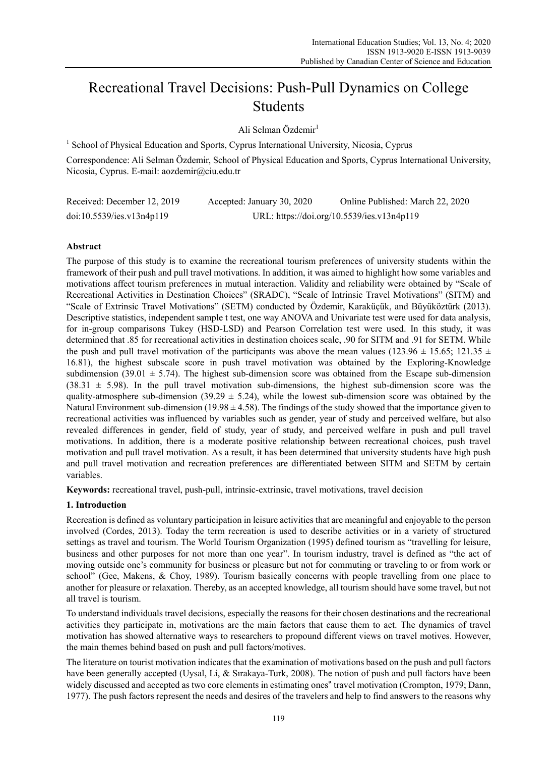# Recreational Travel Decisions: Push-Pull Dynamics on College Students

Ali Selman Özdemir[1]

[1] School of Physical Education and Sports, Cyprus International University, Nicosia, Cyprus

Correspondence: Ali Selman Özdemir, School of Physical Education and Sports, Cyprus International University, Nicosia, Cyprus. E-mail: aozdemir@ciu.edu.tr

Received: December 12, 2019 Accepted: January 30, 2020 Online Published: March 22, 2020

doi:10.5539/ies.v13n4p119 URL: https://doi.org/10.5539/ies.v13n4p119

## Abstract

The purpose of this study is to examine the recreational tourism preferences of university students within the framework of their push and pull travel motivations. In addition, it was aimed to highlight how some variables and motivations affect tourism preferences in mutual interaction. Validity and reliability were obtained by "Scale of Recreational Activities in Destination Choices" (SRADC), "Scale of Intrinsic Travel Motivations" (SITM) and "Scale of Extrinsic Travel Motivations" (SETM) conducted by Özdemir, Karaküçük, and Büyüköztürk (2013). Descriptive statistics, independent sample t test, one way ANOVA and Univariate test were used for data analysis, for in-group comparisons Tukey (HSD-LSD) and Pearson Correlation test were used. In this study, it was determined that .85 for recreational activities in destination choices scale, .90 for SITM and .91 for SETM. While the push and pull travel motivation of the participants was above the mean values ($123.96 \pm 15.65$; $121.35 \pm 16.81$), the highest subscale score in push travel motivation was obtained by the Exploring-Knowledge subdimension ($39.01 \pm 5.74$). The highest sub-dimension score was obtained from the Escape sub-dimension ($38.31 \pm 5.98$). In the pull travel motivation sub-dimensions, the highest sub-dimension score was the quality-atmosphere sub-dimension ($39.29 \pm 5.24$), while the lowest sub-dimension score was obtained by the Natural Environment sub-dimension ($19.98 \pm 4.58$). The findings of the study showed that the importance given to recreational activities was influenced by variables such as gender, year of study and perceived welfare, but also revealed differences in gender, field of study, year of study, and perceived welfare in push and pull travel motivations. In addition, there is a moderate positive relationship between recreational choices, push travel motivation and pull travel motivation. As a result, it has been determined that university students have high push and pull travel motivation and recreation preferences are differentiated between SITM and SETM by certain variables.

**Keywords:** recreational travel, push-pull, intrinsic-extrinsic, travel motivations, travel decision

## 1. Introduction

Recreation is defined as voluntary participation in leisure activities that are meaningful and enjoyable to the person involved (Cordes, 2013). Today the term recreation is used to describe activities or in a variety of structured settings as travel and tourism. The World Tourism Organization (1995) defined tourism as "travelling for leisure, business and other purposes for not more than one year". In tourism industry, travel is defined as "the act of moving outside one's community for business or pleasure but not for commuting or traveling to or from work or school" (Gee, Makens, & Choy, 1989). Tourism basically concerns with people travelling from one place to another for pleasure or relaxation. Thereby, as an accepted knowledge, all tourism should have some travel, but not all travel is tourism.

To understand individuals travel decisions, especially the reasons for their chosen destinations and the recreational activities they participate in, motivations are the main factors that cause them to act. The dynamics of travel motivation has showed alternative ways to researchers to propound different views on travel motives. However, the main themes behind based on push and pull factors/motives.

The literature on tourist motivation indicates that the examination of motivations based on the push and pull factors have been generally accepted (Uysal, Li, & Sırakaya-Turk, 2008). The notion of push and pull factors have been widely discussed and accepted as two core elements in estimating ones" travel motivation (Crompton, 1979; Dann, 1977). The push factors represent the needs and desires of the travelers and help to find answers to the reasons why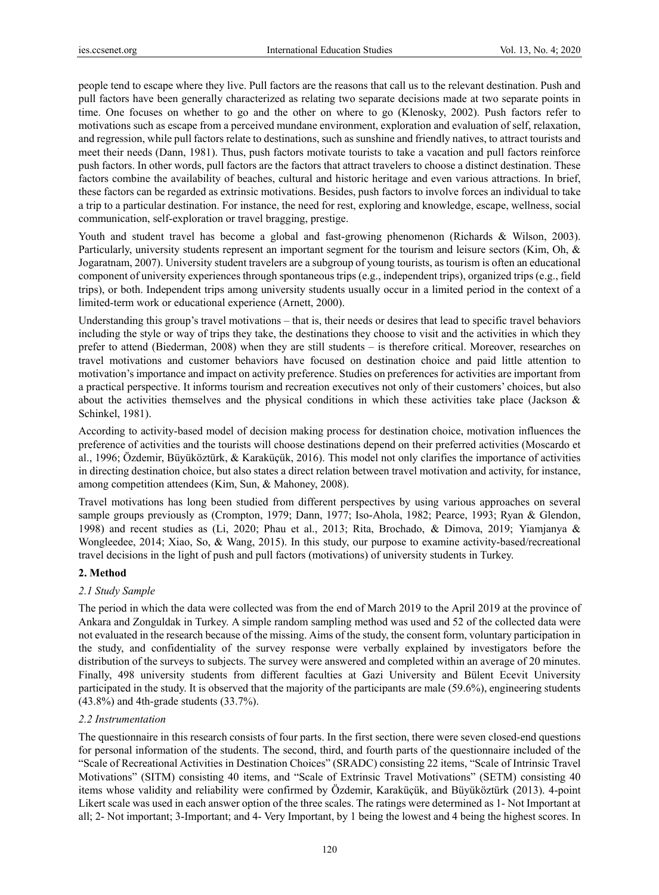people tend to escape where they live. Pull factors are the reasons that call us to the relevant destination. Push and pull factors have been generally characterized as relating two separate decisions made at two separate points in time. One focuses on whether to go and the other on where to go (Klenosky, 2002). Push factors refer to motivations such as escape from a perceived mundane environment, exploration and evaluation of self, relaxation, and regression, while pull factors relate to destinations, such as sunshine and friendly natives, to attract tourists and meet their needs (Dann, 1981). Thus, push factors motivate tourists to take a vacation and pull factors reinforce push factors. In other words, pull factors are the factors that attract travelers to choose a distinct destination. These factors combine the availability of beaches, cultural and historic heritage and even various attractions. In brief, these factors can be regarded as extrinsic motivations. Besides, push factors to involve forces an individual to take a trip to a particular destination. For instance, the need for rest, exploring and knowledge, escape, wellness, social communication, self-exploration or travel bragging, prestige.

Youth and student travel has become a global and fast-growing phenomenon (Richards & Wilson, 2003). Particularly, university students represent an important segment for the tourism and leisure sectors (Kim, Oh, & Jogaratnam, 2007). University student travelers are a subgroup of young tourists, as tourism is often an educational component of university experiences through spontaneous trips (e.g., independent trips), organized trips (e.g., field trips), or both. Independent trips among university students usually occur in a limited period in the context of a limited-term work or educational experience (Arnett, 2000).

Understanding this group's travel motivations – that is, their needs or desires that lead to specific travel behaviors including the style or way of trips they take, the destinations they choose to visit and the activities in which they prefer to attend (Biederman, 2008) when they are still students – is therefore critical. Moreover, researches on travel motivations and customer behaviors have focused on destination choice and paid little attention to motivation's importance and impact on activity preference. Studies on preferences for activities are important from a practical perspective. It informs tourism and recreation executives not only of their customers' choices, but also about the activities themselves and the physical conditions in which these activities take place (Jackson & Schinkel, 1981).

According to activity-based model of decision making process for destination choice, motivation influences the preference of activities and the tourists will choose destinations depend on their preferred activities (Moscardo et al., 1996; Özdemir, Büyüköztürk, & Karaküçük, 2016). This model not only clarifies the importance of activities in directing destination choice, but also states a direct relation between travel motivation and activity, for instance, among competition attendees (Kim, Sun, & Mahoney, 2008).

Travel motivations has long been studied from different perspectives by using various approaches on several sample groups previously as (Crompton, 1979; Dann, 1977; Iso-Ahola, 1982; Pearce, 1993; Ryan & Glendon, 1998) and recent studies as (Li, 2020; Phau et al., 2013; Rita, Brochado, & Dimova, 2019; Yiamjanya & Wongleedee, 2014; Xiao, So, & Wang, 2015). In this study, our purpose to examine activity-based/recreational travel decisions in the light of push and pull factors (motivations) of university students in Turkey.

## 2. Method

### *2.1 Study Sample*

The period in which the data were collected was from the end of March 2019 to the April 2019 at the province of Ankara and Zonguldak in Turkey. A simple random sampling method was used and 52 of the collected data were not evaluated in the research because of the missing. Aims of the study, the consent form, voluntary participation in the study, and confidentiality of the survey response were verbally explained by investigators before the distribution of the surveys to subjects. The survey were answered and completed within an average of 20 minutes. Finally, 498 university students from different faculties at Gazi University and Bülent Ecevit University participated in the study. It is observed that the majority of the participants are male (59.6%), engineering students (43.8%) and 4th-grade students (33.7%).

### *2.2 Instrumentation*

The questionnaire in this research consists of four parts. In the first section, there were seven closed-end questions for personal information of the students. The second, third, and fourth parts of the questionnaire included of the "Scale of Recreational Activities in Destination Choices" (SRADC) consisting 22 items, "Scale of Intrinsic Travel Motivations" (SITM) consisting 40 items, and "Scale of Extrinsic Travel Motivations" (SETM) consisting 40 items whose validity and reliability were confirmed by Özdemir, Karaküçük, and Büyüköztürk (2013). 4-point Likert scale was used in each answer option of the three scales. The ratings were determined as 1- Not Important at all; 2- Not important; 3-Important; and 4- Very Important, by 1 being the lowest and 4 being the highest scores. In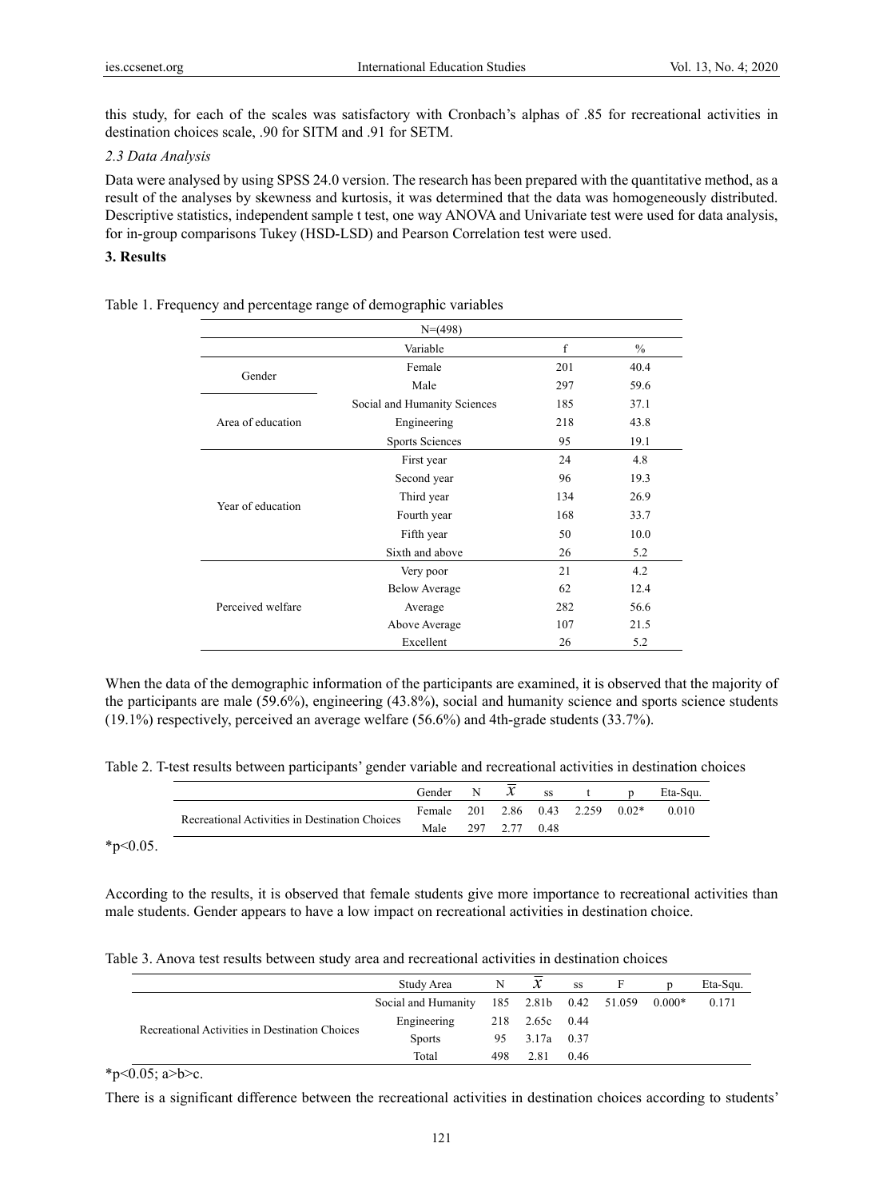this study, for each of the scales was satisfactory with Cronbach's alphas of .85 for recreational activities in destination choices scale, .90 for SITM and .91 for SETM.

### *2.3 Data Analysis*

Data were analysed by using SPSS 24.0 version. The research has been prepared with the quantitative method, as a result of the analyses by skewness and kurtosis, it was determined that the data was homogeneously distributed. Descriptive statistics, independent sample t test, one way ANOVA and Univariate test were used for data analysis, for in-group comparisons Tukey (HSD-LSD) and Pearson Correlation test were used.

## 3. Results

Table 1. Frequency and percentage range of demographic variables

| N=(498) | | | |
|---|---|---|---|
| | Variable | f | % |
| Gender | Female | 201 | 40.4 |
| | Male | 297 | 59.6 |
| Area of education | Social and Humanity Sciences | 185 | 37.1 |
| | Engineering | 218 | 43.8 |
| | Sports Sciences | 95 | 19.1 |
| Year of education | First year | 24 | 4.8 |
| | Second year | 96 | 19.3 |
| | Third year | 134 | 26.9 |
| | Fourth year | 168 | 33.7 |
| | Fifth year | 50 | 10.0 |
| | Sixth and above | 26 | 5.2 |
| Perceived welfare | Very poor | 21 | 4.2 |
| | Below Average | 62 | 12.4 |
| | Average | 282 | 56.6 |
| | Above Average | 107 | 21.5 |
| | Excellent | 26 | 5.2 |

When the data of the demographic information of the participants are examined, it is observed that the majority of the participants are male (59.6%), engineering (43.8%), social and humanity science and sports science students (19.1%) respectively, perceived an average welfare (56.6%) and 4th-grade students (33.7%).

Table 2. T-test results between participants' gender variable and recreational activities in destination choices

| | Gender | N | $\bar{x}$ | ss | t | p | Eta-Squ. |
|---|---|---|---|---|---|---|---|
| Recreational Activities in Destination Choices | Female | 201 | 2.86 | 0.43 | 2.259 | 0.02* | 0.010 |
| | Male | 297 | 2.77 | 0.48 | | | |

*p<0.05.

According to the results, it is observed that female students give more importance to recreational activities than male students. Gender appears to have a low impact on recreational activities in destination choice.

Table 3. Anova test results between study area and recreational activities in destination choices

| | Study Area | N | $\bar{x}$ | ss | F | p | Eta-Squ. |
|---|---|---|---|---|---|---|---|
| Recreational Activities in Destination Choices | Social and Humanity | 185 | 2.81b | 0.42 | 51.059 | 0.000* | 0.171 |
| | Engineering | 218 | 2.65c | 0.44 | | | |
| | Sports | 95 | 3.17a | 0.37 | | | |
| | Total | 498 | 2.81 | 0.46 | | | |

*p<0.05; a>b>c.

There is a significant difference between the recreational activities in destination choices according to students'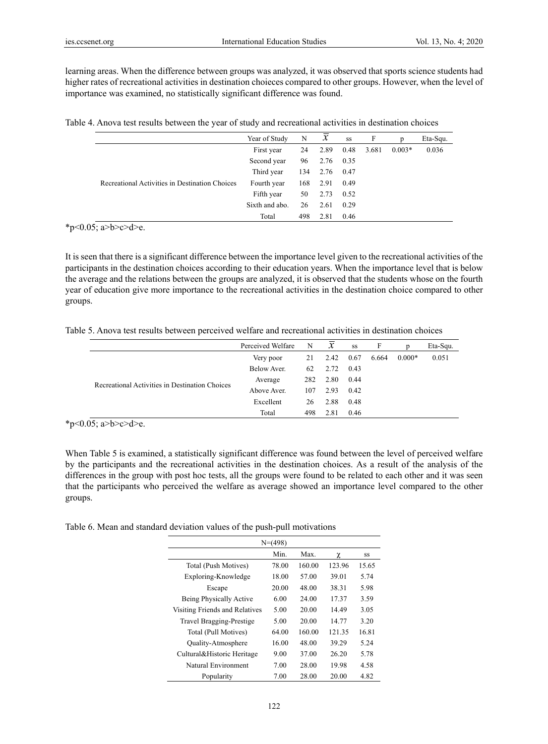learning areas. When the difference between groups was analyzed, it was observed that sports science students had higher rates of recreational activities in destination choieces compared to other groups. However, when the level of importance was examined, no statistically significant difference was found.

Table 4. Anova test results between the year of study and recreational activities in destination choices

| | Year of Study | N | $\bar{X}$ | ss | F | p | Eta-Squ. |
|---|---|---|---|---|---|---|---|
| Recreational Activities in Destination Choices | First year | 24 | 2.89 | 0.48 | 3.681 | 0.003* | 0.036 |
| | Second year | 96 | 2.76 | 0.35 | | | |
| | Third year | 134 | 2.76 | 0.47 | | | |
| | Fourth year | 168 | 2.91 | 0.49 | | | |
| | Fifth year | 50 | 2.73 | 0.52 | | | |
| | Sixth and abo. | 26 | 2.61 | 0.29 | | | |
| | Total | 498 | 2.81 | 0.46 | | | |

*p<0.05; a>b>c>d>e.

It is seen that there is a significant difference between the importance level given to the recreational activities of the participants in the destination choices according to their education years. When the importance level that is below the average and the relations between the groups are analyzed, it is observed that the students whose on the fourth year of education give more importance to the recreational activities in the destination choice compared to other groups.

Table 5. Anova test results between perceived welfare and recreational activities in destination choices

| | Perceived Welfare | N | $\bar{X}$ | ss | F | p | Eta-Squ. |
|---|---|---|---|---|---|---|---|
| Recreational Activities in Destination Choices | Very poor | 21 | 2.42 | 0.67 | 6.664 | 0.000* | 0.051 |
| | Below Aver. | 62 | 2.72 | 0.43 | | | |
| | Average | 282 | 2.80 | 0.44 | | | |
| | Above Aver. | 107 | 2.93 | 0.42 | | | |
| | Excellent | 26 | 2.88 | 0.48 | | | |
| | Total | 498 | 2.81 | 0.46 | | | |

*p<0.05; a>b>c>d>e.

When Table 5 is examined, a statistically significant difference was found between the level of perceived welfare by the participants and the recreational activities in the destination choices. As a result of the analysis of the differences in the group with post hoc tests, all the groups were found to be related to each other and it was seen that the participants who perceived the welfare as average showed an importance level compared to the other groups.

Table 6. Mean and standard deviation values of the push-pull motivations

| N=(498) | | | | |
|---|---|---|---|---|
| | Min. | Max. | $\chi$ | ss |
| Total (Push Motives) | 78.00 | 160.00 | 123.96 | 15.65 |
| Exploring-Knowledge | 18.00 | 57.00 | 39.01 | 5.74 |
| Escape | 20.00 | 48.00 | 38.31 | 5.98 |
| Being Physically Active | 6.00 | 24.00 | 17.37 | 3.59 |
| Visiting Friends and Relatives | 5.00 | 20.00 | 14.49 | 3.05 |
| Travel Bragging-Prestige | 5.00 | 20.00 | 14.77 | 3.20 |
| Total (Pull Motives) | 64.00 | 160.00 | 121.35 | 16.81 |
| Quality-Atmosphere | 16.00 | 48.00 | 39.29 | 5.24 |
| Cultural&Historic Heritage | 9.00 | 37.00 | 26.20 | 5.78 |
| Natural Environment | 7.00 | 28.00 | 19.98 | 4.58 |
| Popularity | 7.00 | 28.00 | 20.00 | 4.82 |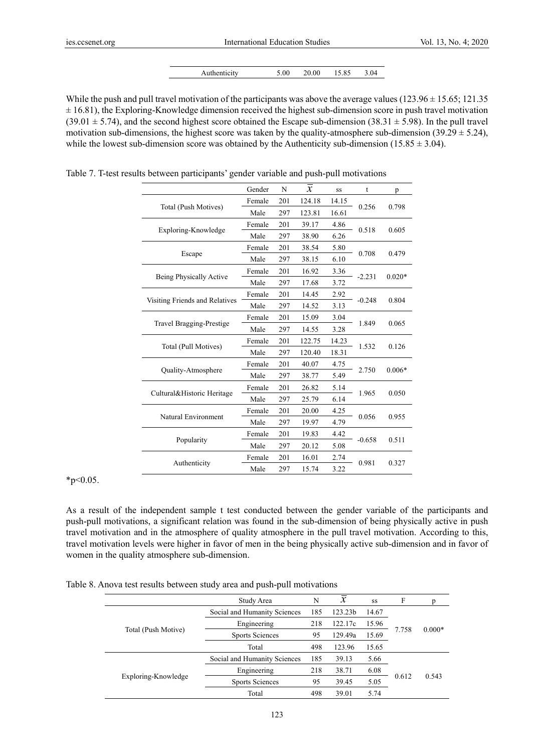| Authenticity | 5.00 | 20.00 | 15.85 | 3.04 |
|---|---|---|---|---|

While the push and pull travel motivation of the participants was above the average values (123.96 ± 15.65; 121.35 ± 16.81), the Exploring-Knowledge dimension received the highest sub-dimension score in push travel motivation (39.01 ± 5.74), and the second highest score obtained the Escape sub-dimension (38.31 ± 5.98). In the pull travel motivation sub-dimensions, the highest score was taken by the quality-atmosphere sub-dimension (39.29 ± 5.24), while the lowest sub-dimension score was obtained by the Authenticity sub-dimension (15.85 ± 3.04).

Table 7. T-test results between participants' gender variable and push-pull motivations

| | Gender | N | $\bar{X}$ | ss | t | p |
|---|---|---|---|---|---|---|
| Total (Push Motives) | Female | 201 | 124.18 | 14.15 | 0.256 | 0.798 |
| | Male | 297 | 123.81 | 16.61 | | |
| Exploring-Knowledge | Female | 201 | 39.17 | 4.86 | 0.518 | 0.605 |
| | Male | 297 | 38.90 | 6.26 | | |
| Escape | Female | 201 | 38.54 | 5.80 | 0.708 | 0.479 |
| | Male | 297 | 38.15 | 6.10 | | |
| Being Physically Active | Female | 201 | 16.92 | 3.36 | -2.231 | 0.020* |
| | Male | 297 | 17.68 | 3.72 | | |
| Visiting Friends and Relatives | Female | 201 | 14.45 | 2.92 | -0.248 | 0.804 |
| | Male | 297 | 14.52 | 3.13 | | |
| Travel Bragging-Prestige | Female | 201 | 15.09 | 3.04 | 1.849 | 0.065 |
| | Male | 297 | 14.55 | 3.28 | | |
| Total (Pull Motives) | Female | 201 | 122.75 | 14.23 | 1.532 | 0.126 |
| | Male | 297 | 120.40 | 18.31 | | |
| Quality-Atmosphere | Female | 201 | 40.07 | 4.75 | 2.750 | 0.006* |
| | Male | 297 | 38.77 | 5.49 | | |
| Cultural&Historic Heritage | Female | 201 | 26.82 | 5.14 | 1.965 | 0.050 |
| | Male | 297 | 25.79 | 6.14 | | |
| Natural Environment | Female | 201 | 20.00 | 4.25 | 0.056 | 0.955 |
| | Male | 297 | 19.97 | 4.79 | | |
| Popularity | Female | 201 | 19.83 | 4.42 | -0.658 | 0.511 |
| | Male | 297 | 20.12 | 5.08 | | |
| Authenticity | Female | 201 | 16.01 | 2.74 | 0.981 | 0.327 |
| | Male | 297 | 15.74 | 3.22 | | |

*$p<0.05$.

As a result of the independent sample t test conducted between the gender variable of the participants and push-pull motivations, a significant relation was found in the sub-dimension of being physically active in push travel motivation and in the atmosphere of quality atmosphere in the pull travel motivation. According to this, travel motivation levels were higher in favor of men in the being physically active sub-dimension and in favor of women in the quality atmosphere sub-dimension.

Table 8. Anova test results between study area and push-pull motivations

| | Study Area | N | $\bar{X}$ | ss | F | p |
|---|---|---|---|---|---|---|
| Total (Push Motive) | Social and Humanity Sciences | 185 | 123.23b | 14.67 | 7.758 | 0.000* |
| | Engineering | 218 | 122.17c | 15.96 | | |
| | Sports Sciences | 95 | 129.49a | 15.69 | | |
| | Total | 498 | 123.96 | 15.65 | | |
| Exploring-Knowledge | Social and Humanity Sciences | 185 | 39.13 | 5.66 | 0.612 | 0.543 |
| | Engineering | 218 | 38.71 | 6.08 | | |
| | Sports Sciences | 95 | 39.45 | 5.05 | | |
| | Total | 498 | 39.01 | 5.74 | | |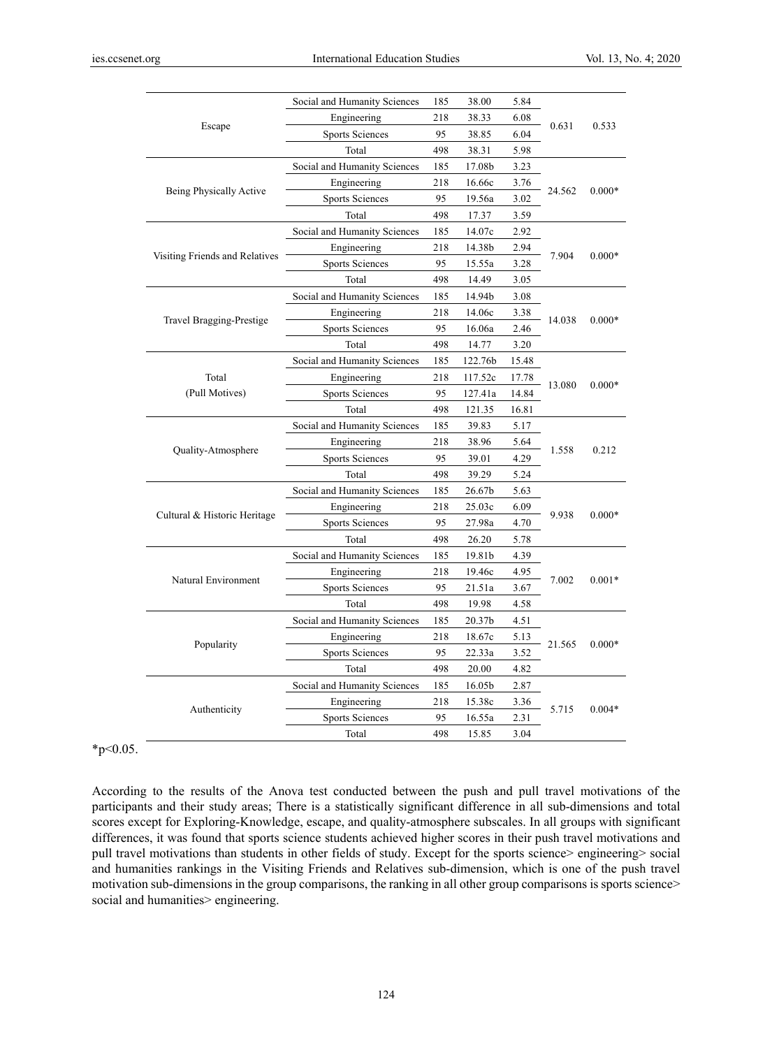| | | | | | | |
|---|---|---|---|---|---|---|
| Escape | Social and Humanity Sciences | 185 | 38.00 | 5.84 | 0.631 | 0.533 |
| | Engineering | 218 | 38.33 | 6.08 | | |
| | Sports Sciences | 95 | 38.85 | 6.04 | | |
| | Total | 498 | 38.31 | 5.98 | | |
| Being Physically Active | Social and Humanity Sciences | 185 | 17.08b | 3.23 | 24.562 | 0.000* |
| | Engineering | 218 | 16.66c | 3.76 | | |
| | Sports Sciences | 95 | 19.56a | 3.02 | | |
| | Total | 498 | 17.37 | 3.59 | | |
| Visiting Friends and Relatives | Social and Humanity Sciences | 185 | 14.07c | 2.92 | 7.904 | 0.000* |
| | Engineering | 218 | 14.38b | 2.94 | | |
| | Sports Sciences | 95 | 15.55a | 3.28 | | |
| | Total | 498 | 14.49 | 3.05 | | |
| Travel Bragging-Prestige | Social and Humanity Sciences | 185 | 14.94b | 3.08 | 14.038 | 0.000* |
| | Engineering | 218 | 14.06c | 3.38 | | |
| | Sports Sciences | 95 | 16.06a | 2.46 | | |
| | Total | 498 | 14.77 | 3.20 | | |
| Total (Pull Motives) | Social and Humanity Sciences | 185 | 122.76b | 15.48 | 13.080 | 0.000* |
| | Engineering | 218 | 117.52c | 17.78 | | |
| | Sports Sciences | 95 | 127.41a | 14.84 | | |
| | Total | 498 | 121.35 | 16.81 | | |
| Quality-Atmosphere | Social and Humanity Sciences | 185 | 39.83 | 5.17 | 1.558 | 0.212 |
| | Engineering | 218 | 38.96 | 5.64 | | |
| | Sports Sciences | 95 | 39.01 | 4.29 | | |
| | Total | 498 | 39.29 | 5.24 | | |
| Cultural & Historic Heritage | Social and Humanity Sciences | 185 | 26.67b | 5.63 | 9.938 | 0.000* |
| | Engineering | 218 | 25.03c | 6.09 | | |
| | Sports Sciences | 95 | 27.98a | 4.70 | | |
| | Total | 498 | 26.20 | 5.78 | | |
| Natural Environment | Social and Humanity Sciences | 185 | 19.81b | 4.39 | 7.002 | 0.001* |
| | Engineering | 218 | 19.46c | 4.95 | | |
| | Sports Sciences | 95 | 21.51a | 3.67 | | |
| | Total | 498 | 19.98 | 4.58 | | |
| Popularity | Social and Humanity Sciences | 185 | 20.37b | 4.51 | 21.565 | 0.000* |
| | Engineering | 218 | 18.67c | 5.13 | | |
| | Sports Sciences | 95 | 22.33a | 3.52 | | |
| | Total | 498 | 20.00 | 4.82 | | |
| Authenticity | Social and Humanity Sciences | 185 | 16.05b | 2.87 | 5.715 | 0.004* |
| | Engineering | 218 | 15.38c | 3.36 | | |
| | Sports Sciences | 95 | 16.55a | 2.31 | | |
| | Total | 498 | 15.85 | 3.04 | | |

*$p<0.05$.

According to the results of the Anova test conducted between the push and pull travel motivations of the participants and their study areas; There is a statistically significant difference in all sub-dimensions and total scores except for Exploring-Knowledge, escape, and quality-atmosphere subscales. In all groups with significant differences, it was found that sports science students achieved higher scores in their push travel motivations and pull travel motivations than students in other fields of study. Except for the sports science> engineering> social and humanities rankings in the Visiting Friends and Relatives sub-dimension, which is one of the push travel motivation sub-dimensions in the group comparisons, the ranking in all other group comparisons is sports science> social and humanities> engineering.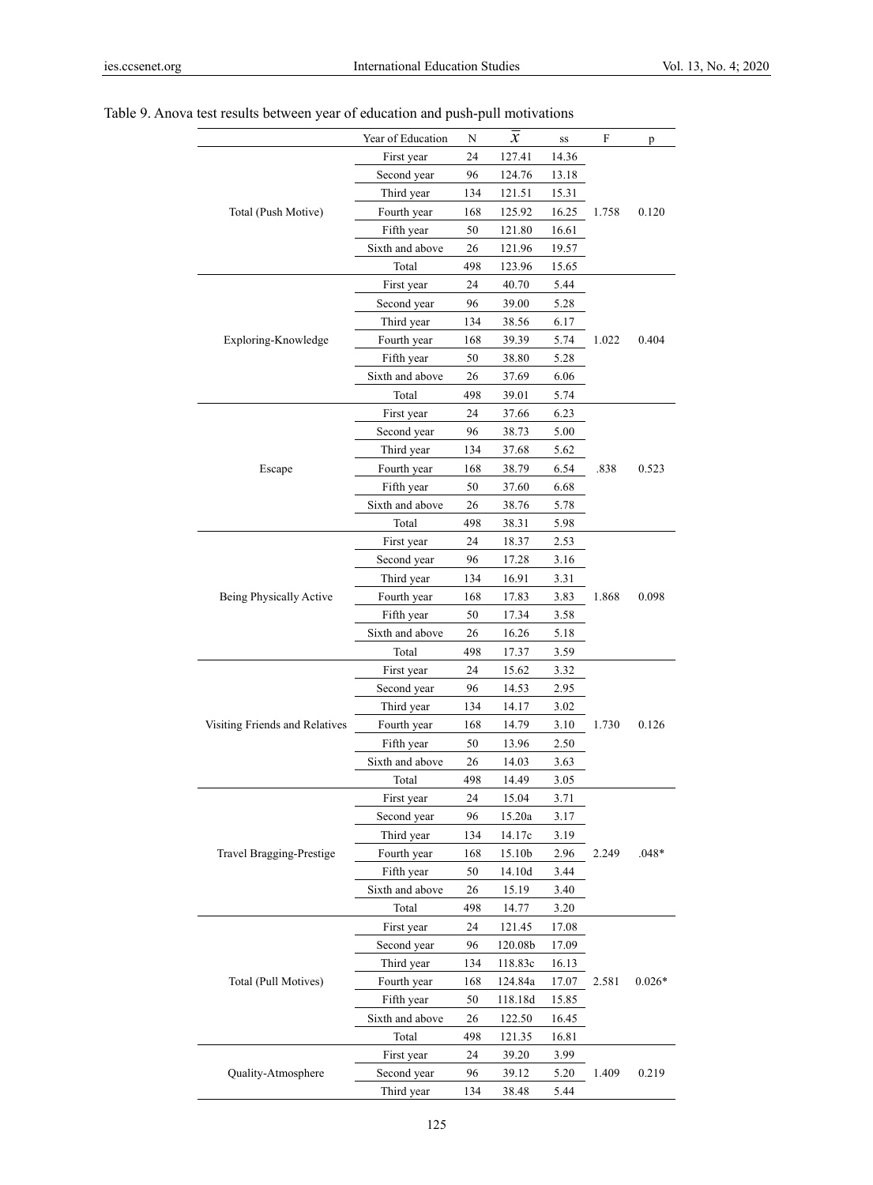Table 9. Anova test results between year of education and push-pull motivations

| | Year of Education | N | $\bar{x}$ | ss | F | p |
|---|---|---|---|---|---|---|
| Total (Push Motive) | First year | 24 | 127.41 | 14.36 | 1.758 | 0.120 |
| | Second year | 96 | 124.76 | 13.18 | | |
| | Third year | 134 | 121.51 | 15.31 | | |
| | Fourth year | 168 | 125.92 | 16.25 | | |
| | Fifth year | 50 | 121.80 | 16.61 | | |
| | Sixth and above | 26 | 121.96 | 19.57 | | |
| | Total | 498 | 123.96 | 15.65 | | |
| Exploring-Knowledge | First year | 24 | 40.70 | 5.44 | 1.022 | 0.404 |
| | Second year | 96 | 39.00 | 5.28 | | |
| | Third year | 134 | 38.56 | 6.17 | | |
| | Fourth year | 168 | 39.39 | 5.74 | | |
| | Fifth year | 50 | 38.80 | 5.28 | | |
| | Sixth and above | 26 | 37.69 | 6.06 | | |
| | Total | 498 | 39.01 | 5.74 | | |
| Escape | First year | 24 | 37.66 | 6.23 | .838 | 0.523 |
| | Second year | 96 | 38.73 | 5.00 | | |
| | Third year | 134 | 37.68 | 5.62 | | |
| | Fourth year | 168 | 38.79 | 6.54 | | |
| | Fifth year | 50 | 37.60 | 6.68 | | |
| | Sixth and above | 26 | 38.76 | 5.78 | | |
| | Total | 498 | 38.31 | 5.98 | | |
| Being Physically Active | First year | 24 | 18.37 | 2.53 | 1.868 | 0.098 |
| | Second year | 96 | 17.28 | 3.16 | | |
| | Third year | 134 | 16.91 | 3.31 | | |
| | Fourth year | 168 | 17.83 | 3.83 | | |
| | Fifth year | 50 | 17.34 | 3.58 | | |
| | Sixth and above | 26 | 16.26 | 5.18 | | |
| | Total | 498 | 17.37 | 3.59 | | |
| Visiting Friends and Relatives | First year | 24 | 15.62 | 3.32 | 1.730 | 0.126 |
| | Second year | 96 | 14.53 | 2.95 | | |
| | Third year | 134 | 14.17 | 3.02 | | |
| | Fourth year | 168 | 14.79 | 3.10 | | |
| | Fifth year | 50 | 13.96 | 2.50 | | |
| | Sixth and above | 26 | 14.03 | 3.63 | | |
| | Total | 498 | 14.49 | 3.05 | | |
| Travel Bragging-Prestige | First year | 24 | 15.04 | 3.71 | 2.249 | .048* |
| | Second year | 96 | 15.20a | 3.17 | | |
| | Third year | 134 | 14.17c | 3.19 | | |
| | Fourth year | 168 | 15.10b | 2.96 | | |
| | Fifth year | 50 | 14.10d | 3.44 | | |
| | Sixth and above | 26 | 15.19 | 3.40 | | |
| | Total | 498 | 14.77 | 3.20 | | |
| Total (Pull Motives) | First year | 24 | 121.45 | 17.08 | 2.581 | 0.026* |
| | Second year | 96 | 120.08b | 17.09 | | |
| | Third year | 134 | 118.83c | 16.13 | | |
| | Fourth year | 168 | 124.84a | 17.07 | | |
| | Fifth year | 50 | 118.18d | 15.85 | | |
| | Sixth and above | 26 | 122.50 | 16.45 | | |
| | Total | 498 | 121.35 | 16.81 | | |
| Quality-Atmosphere | First year | 24 | 39.20 | 3.99 | 1.409 | 0.219 |
| | Second year | 96 | 39.12 | 5.20 | | |
| | Third year | 134 | 38.48 | 5.44 | | |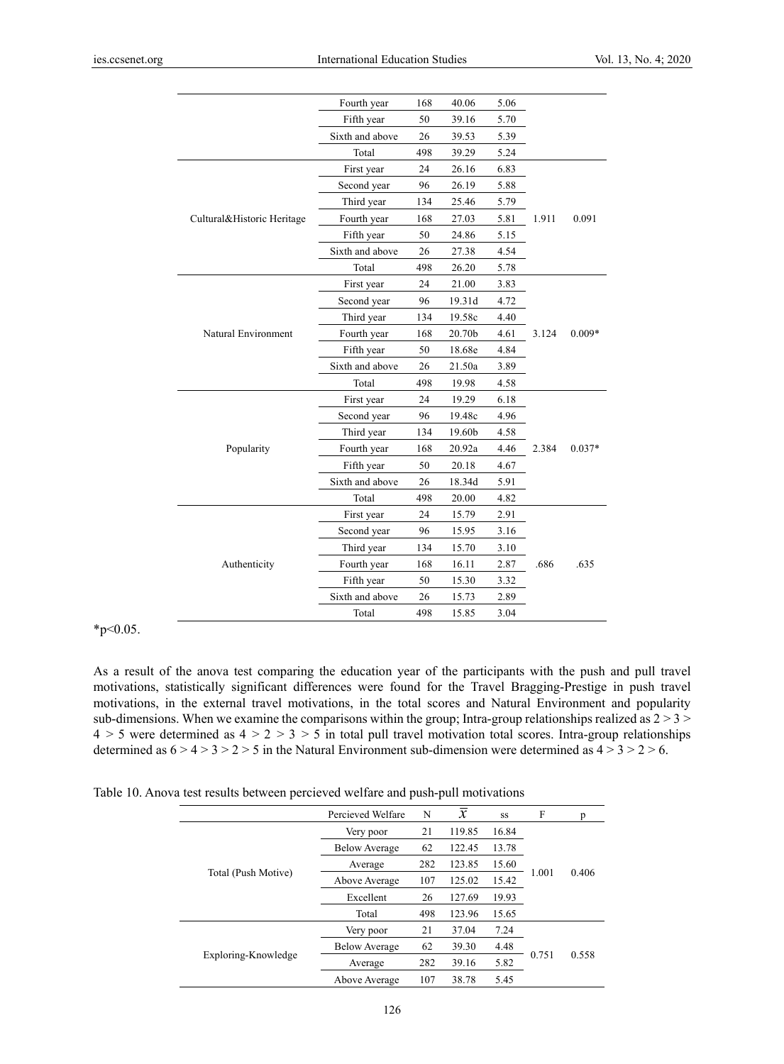| | | N | $\bar{x}$ | ss | F | p |
|---|---|---|---|---|---|---|
| | Fourth year | 168 | 40.06 | 5.06 | | |
| | Fifth year | 50 | 39.16 | 5.70 | | |
| | Sixth and above | 26 | 39.53 | 5.39 | | |
| | Total | 498 | 39.29 | 5.24 | | |
| Cultural&Historic Heritage | First year | 24 | 26.16 | 6.83 | 1.911 | 0.091 |
| | Second year | 96 | 26.19 | 5.88 | | |
| | Third year | 134 | 25.46 | 5.79 | | |
| | Fourth year | 168 | 27.03 | 5.81 | | |
| | Fifth year | 50 | 24.86 | 5.15 | | |
| | Sixth and above | 26 | 27.38 | 4.54 | | |
| | Total | 498 | 26.20 | 5.78 | | |
| Natural Environment | First year | 24 | 21.00 | 3.83 | 3.124 | 0.009* |
| | Second year | 96 | 19.31d | 4.72 | | |
| | Third year | 134 | 19.58c | 4.40 | | |
| | Fourth year | 168 | 20.70b | 4.61 | | |
| | Fifth year | 50 | 18.68e | 4.84 | | |
| | Sixth and above | 26 | 21.50a | 3.89 | | |
| | Total | 498 | 19.98 | 4.58 | | |
| Popularity | First year | 24 | 19.29 | 6.18 | 2.384 | 0.037* |
| | Second year | 96 | 19.48c | 4.96 | | |
| | Third year | 134 | 19.60b | 4.58 | | |
| | Fourth year | 168 | 20.92a | 4.46 | | |
| | Fifth year | 50 | 20.18 | 4.67 | | |
| | Sixth and above | 26 | 18.34d | 5.91 | | |
| | Total | 498 | 20.00 | 4.82 | | |
| Authenticity | First year | 24 | 15.79 | 2.91 | .686 | .635 |
| | Second year | 96 | 15.95 | 3.16 | | |
| | Third year | 134 | 15.70 | 3.10 | | |
| | Fourth year | 168 | 16.11 | 2.87 | | |
| | Fifth year | 50 | 15.30 | 3.32 | | |
| | Sixth and above | 26 | 15.73 | 2.89 | | |
| | Total | 498 | 15.85 | 3.04 | | |

*p<0.05.

As a result of the anova test comparing the education year of the participants with the push and pull travel motivations, statistically significant differences were found for the Travel Bragging-Prestige in push travel motivations, in the external travel motivations, in the total scores and Natural Environment and popularity sub-dimensions. When we examine the comparisons within the group; Intra-group relationships realized as 2 > 3 > 4 > 2 > 5 were determined as 4 > 2 > 3 > 5 in total pull travel motivation total scores. Intra-group relationships determined as 6 > 4 > 3 > 2 > 5 in the Natural Environment sub-dimension were determined as 4 > 3 > 2 > 6.

Table 10. Anova test results between percieved welfare and push-pull motivations

| | Percieved Welfare | N | $\bar{x}$ | ss | F | p |
|---|---|---|---|---|---|---|
| Total (Push Motive) | Very poor | 21 | 119.85 | 16.84 | 1.001 | 0.406 |
| | Below Average | 62 | 122.45 | 13.78 | | |
| | Average | 282 | 123.85 | 15.60 | | |
| | Above Average | 107 | 125.02 | 15.42 | | |
| | Excellent | 26 | 127.69 | 19.93 | | |
| | Total | 498 | 123.96 | 15.65 | | |
| Exploring-Knowledge | Very poor | 21 | 37.04 | 7.24 | 0.751 | 0.558 |
| | Below Average | 62 | 39.30 | 4.48 | | |
| | Average | 282 | 39.16 | 5.82 | | |
| | Above Average | 107 | 38.78 | 5.45 | | |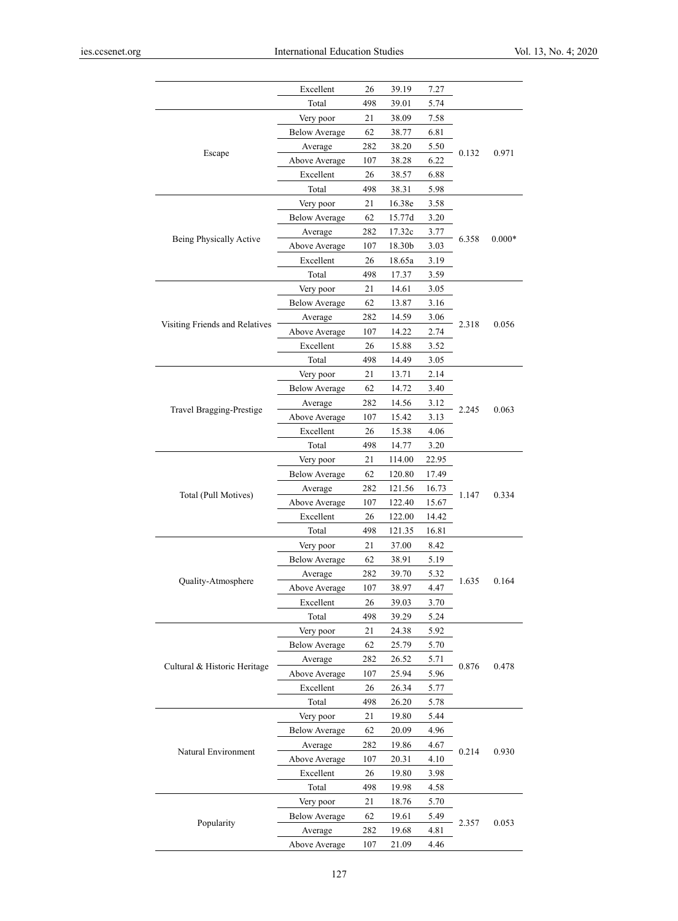| | | | | | | |
|---|---|---|---|---|---|---|
| | Excellent | 26 | 39.19 | 7.27 | | |
| | Total | 498 | 39.01 | 5.74 | | |
| Escape | Very poor | 21 | 38.09 | 7.58 | 0.132 | 0.971 |
| | Below Average | 62 | 38.77 | 6.81 | | |
| | Average | 282 | 38.20 | 5.50 | | |
| | Above Average | 107 | 38.28 | 6.22 | | |
| | Excellent | 26 | 38.57 | 6.88 | | |
| | Total | 498 | 38.31 | 5.98 | | |
| Being Physically Active | Very poor | 21 | 16.38e | 3.58 | 6.358 | 0.000* |
| | Below Average | 62 | 15.77d | 3.20 | | |
| | Average | 282 | 17.32c | 3.77 | | |
| | Above Average | 107 | 18.30b | 3.03 | | |
| | Excellent | 26 | 18.65a | 3.19 | | |
| | Total | 498 | 17.37 | 3.59 | | |
| Visiting Friends and Relatives | Very poor | 21 | 14.61 | 3.05 | 2.318 | 0.056 |
| | Below Average | 62 | 13.87 | 3.16 | | |
| | Average | 282 | 14.59 | 3.06 | | |
| | Above Average | 107 | 14.22 | 2.74 | | |
| | Excellent | 26 | 15.88 | 3.52 | | |
| | Total | 498 | 14.49 | 3.05 | | |
| Travel Bragging-Prestige | Very poor | 21 | 13.71 | 2.14 | 2.245 | 0.063 |
| | Below Average | 62 | 14.72 | 3.40 | | |
| | Average | 282 | 14.56 | 3.12 | | |
| | Above Average | 107 | 15.42 | 3.13 | | |
| | Excellent | 26 | 15.38 | 4.06 | | |
| | Total | 498 | 14.77 | 3.20 | | |
| Total (Pull Motives) | Very poor | 21 | 114.00 | 22.95 | 1.147 | 0.334 |
| | Below Average | 62 | 120.80 | 17.49 | | |
| | Average | 282 | 121.56 | 16.73 | | |
| | Above Average | 107 | 122.40 | 15.67 | | |
| | Excellent | 26 | 122.00 | 14.42 | | |
| | Total | 498 | 121.35 | 16.81 | | |
| Quality-Atmosphere | Very poor | 21 | 37.00 | 8.42 | 1.635 | 0.164 |
| | Below Average | 62 | 38.91 | 5.19 | | |
| | Average | 282 | 39.70 | 5.32 | | |
| | Above Average | 107 | 38.97 | 4.47 | | |
| | Excellent | 26 | 39.03 | 3.70 | | |
| | Total | 498 | 39.29 | 5.24 | | |
| Cultural & Historic Heritage | Very poor | 21 | 24.38 | 5.92 | 0.876 | 0.478 |
| | Below Average | 62 | 25.79 | 5.70 | | |
| | Average | 282 | 26.52 | 5.71 | | |
| | Above Average | 107 | 25.94 | 5.96 | | |
| | Excellent | 26 | 26.34 | 5.77 | | |
| | Total | 498 | 26.20 | 5.78 | | |
| Natural Environment | Very poor | 21 | 19.80 | 5.44 | 0.214 | 0.930 |
| | Below Average | 62 | 20.09 | 4.96 | | |
| | Average | 282 | 19.86 | 4.67 | | |
| | Above Average | 107 | 20.31 | 4.10 | | |
| | Excellent | 26 | 19.80 | 3.98 | | |
| | Total | 498 | 19.98 | 4.58 | | |
| Popularity | Very poor | 21 | 18.76 | 5.70 | 2.357 | 0.053 |
| | Below Average | 62 | 19.61 | 5.49 | | |
| | Average | 282 | 19.68 | 4.81 | | |
| | Above Average | 107 | 21.09 | 4.46 | | |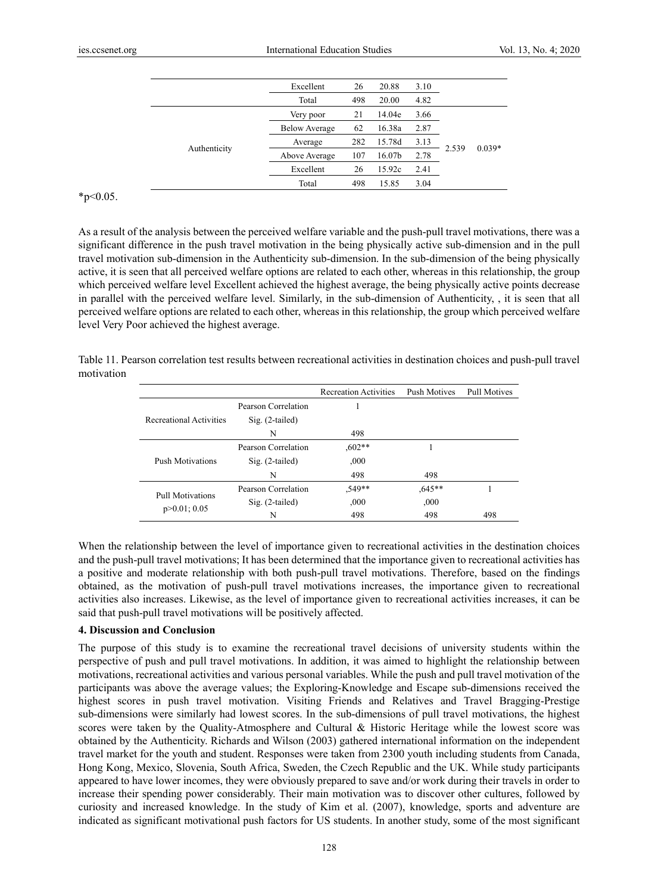| | | | | | | |
|---|---|---|---|---|---|---|
| | Excellent | 26 | 20.88 | 3.10 | | |
| | Total | 498 | 20.00 | 4.82 | | |
| Authenticity | Very poor | 21 | 14.04e | 3.66 | 2.539 | 0.039* |
| | Below Average | 62 | 16.38a | 2.87 | | |
| | Average | 282 | 15.78d | 3.13 | | |
| | Above Average | 107 | 16.07b | 2.78 | | |
| | Excellent | 26 | 15.92c | 2.41 | | |
| | Total | 498 | 15.85 | 3.04 | | |

*$p<0.05$.

As a result of the analysis between the perceived welfare variable and the push-pull travel motivations, there was a significant difference in the push travel motivation in the being physically active sub-dimension and in the pull travel motivation sub-dimension in the Authenticity sub-dimension. In the sub-dimension of the being physically active, it is seen that all perceived welfare options are related to each other, whereas in this relationship, the group which perceived welfare level Excellent achieved the highest average, the being physically active points decrease in parallel with the perceived welfare level. Similarly, in the sub-dimension of Authenticity, , it is seen that all perceived welfare options are related to each other, whereas in this relationship, the group which perceived welfare level Very Poor achieved the highest average.

Table 11. Pearson correlation test results between recreational activities in destination choices and push-pull travel motivation

| | | Recreation Activities | Push Motives | Pull Motives |
|---|---|---|---|---|
| Recreational Activities | Pearson Correlation | 1 | | |
| | Sig. (2-tailed) | | | |
| | N | 498 | | |
| Push Motivations | Pearson Correlation | ,602** | 1 | |
| | Sig. (2-tailed) | ,000 | | |
| | N | 498 | 498 | |
| Pull Motivations $p>0.01; 0.05$ | Pearson Correlation | ,549** | ,645** | 1 |
| | Sig. (2-tailed) | ,000 | ,000 | |
| | N | 498 | 498 | 498 |

When the relationship between the level of importance given to recreational activities in the destination choices and the push-pull travel motivations; It has been determined that the importance given to recreational activities has a positive and moderate relationship with both push-pull travel motivations. Therefore, based on the findings obtained, as the motivation of push-pull travel motivations increases, the importance given to recreational activities also increases. Likewise, as the level of importance given to recreational activities increases, it can be said that push-pull travel motivations will be positively affected.

## 4. Discussion and Conclusion

The purpose of this study is to examine the recreational travel decisions of university students within the perspective of push and pull travel motivations. In addition, it was aimed to highlight the relationship between motivations, recreational activities and various personal variables. While the push and pull travel motivation of the participants was above the average values; the Exploring-Knowledge and Escape sub-dimensions received the highest scores in push travel motivation. Visiting Friends and Relatives and Travel Bragging-Prestige sub-dimensions were similarly had lowest scores. In the sub-dimensions of pull travel motivations, the highest scores were taken by the Quality-Atmosphere and Cultural & Historic Heritage while the lowest score was obtained by the Authenticity. Richards and Wilson (2003) gathered international information on the independent travel market for the youth and student. Responses were taken from 2300 youth including students from Canada, Hong Kong, Mexico, Slovenia, South Africa, Sweden, the Czech Republic and the UK. While study participants appeared to have lower incomes, they were obviously prepared to save and/or work during their travels in order to increase their spending power considerably. Their main motivation was to discover other cultures, followed by curiosity and increased knowledge. In the study of Kim et al. (2007), knowledge, sports and adventure are indicated as significant motivational push factors for US students. In another study, some of the most significant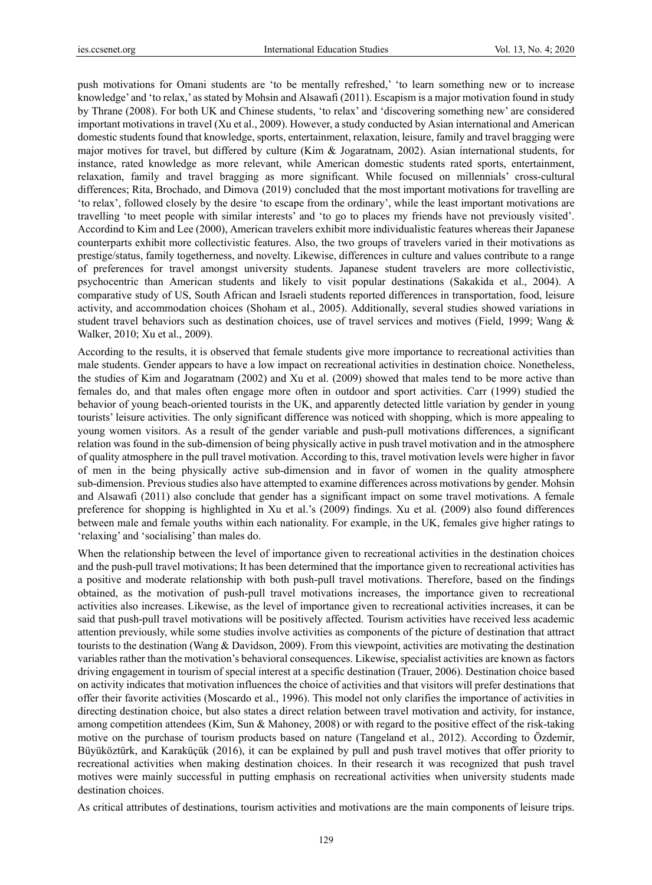push motivations for Omani students are 'to be mentally refreshed,' 'to learn something new or to increase knowledge' and 'to relax,' as stated by Mohsin and Alsawafi (2011). Escapism is a major motivation found in study by Thrane (2008). For both UK and Chinese students, 'to relax' and 'discovering something new' are considered important motivations in travel (Xu et al., 2009). However, a study conducted by Asian international and American domestic students found that knowledge, sports, entertainment, relaxation, leisure, family and travel bragging were major motives for travel, but differed by culture (Kim & Jogaratnam, 2002). Asian international students, for instance, rated knowledge as more relevant, while American domestic students rated sports, entertainment, relaxation, family and travel bragging as more significant. While focused on millennials' cross-cultural differences; Rita, Brochado, and Dimova (2019) concluded that the most important motivations for travelling are 'to relax', followed closely by the desire 'to escape from the ordinary', while the least important motivations are travelling 'to meet people with similar interests' and 'to go to places my friends have not previously visited'. Accordind to Kim and Lee (2000), American travelers exhibit more individualistic features whereas their Japanese counterparts exhibit more collectivistic features. Also, the two groups of travelers varied in their motivations as prestige/status, family togetherness, and novelty. Likewise, differences in culture and values contribute to a range of preferences for travel amongst university students. Japanese student travelers are more collectivistic, psychocentric than American students and likely to visit popular destinations (Sakakida et al., 2004). A comparative study of US, South African and Israeli students reported differences in transportation, food, leisure activity, and accommodation choices (Shoham et al., 2005). Additionally, several studies showed variations in student travel behaviors such as destination choices, use of travel services and motives (Field, 1999; Wang & Walker, 2010; Xu et al., 2009).

According to the results, it is observed that female students give more importance to recreational activities than male students. Gender appears to have a low impact on recreational activities in destination choice. Nonetheless, the studies of Kim and Jogaratnam (2002) and Xu et al. (2009) showed that males tend to be more active than females do, and that males often engage more often in outdoor and sport activities. Carr (1999) studied the behavior of young beach-oriented tourists in the UK, and apparently detected little variation by gender in young tourists' leisure activities. The only significant difference was noticed with shopping, which is more appealing to young women visitors. As a result of the gender variable and push-pull motivations differences, a significant relation was found in the sub-dimension of being physically active in push travel motivation and in the atmosphere of quality atmosphere in the pull travel motivation. According to this, travel motivation levels were higher in favor of men in the being physically active sub-dimension and in favor of women in the quality atmosphere sub-dimension. Previous studies also have attempted to examine differences across motivations by gender. Mohsin and Alsawafi (2011) also conclude that gender has a significant impact on some travel motivations. A female preference for shopping is highlighted in Xu et al.'s (2009) findings. Xu et al. (2009) also found differences between male and female youths within each nationality. For example, in the UK, females give higher ratings to 'relaxing' and 'socialising' than males do.

When the relationship between the level of importance given to recreational activities in the destination choices and the push-pull travel motivations; It has been determined that the importance given to recreational activities has a positive and moderate relationship with both push-pull travel motivations. Therefore, based on the findings obtained, as the motivation of push-pull travel motivations increases, the importance given to recreational activities also increases. Likewise, as the level of importance given to recreational activities increases, it can be said that push-pull travel motivations will be positively affected. Tourism activities have received less academic attention previously, while some studies involve activities as components of the picture of destination that attract tourists to the destination (Wang & Davidson, 2009). From this viewpoint, activities are motivating the destination variables rather than the motivation's behavioral consequences. Likewise, specialist activities are known as factors driving engagement in tourism of special interest at a specific destination (Trauer, 2006). Destination choice based on activity indicates that motivation influences the choice of activities and that visitors will prefer destinations that offer their favorite activities (Moscardo et al., 1996). This model not only clarifies the importance of activities in directing destination choice, but also states a direct relation between travel motivation and activity, for instance, among competition attendees (Kim, Sun & Mahoney, 2008) or with regard to the positive effect of the risk-taking motive on the purchase of tourism products based on nature (Tangeland et al., 2012). According to Özdemir, Büyüköztürk, and Karaküçük (2016), it can be explained by pull and push travel motives that offer priority to recreational activities when making destination choices. In their research it was recognized that push travel motives were mainly successful in putting emphasis on recreational activities when university students made destination choices.

As critical attributes of destinations, tourism activities and motivations are the main components of leisure trips.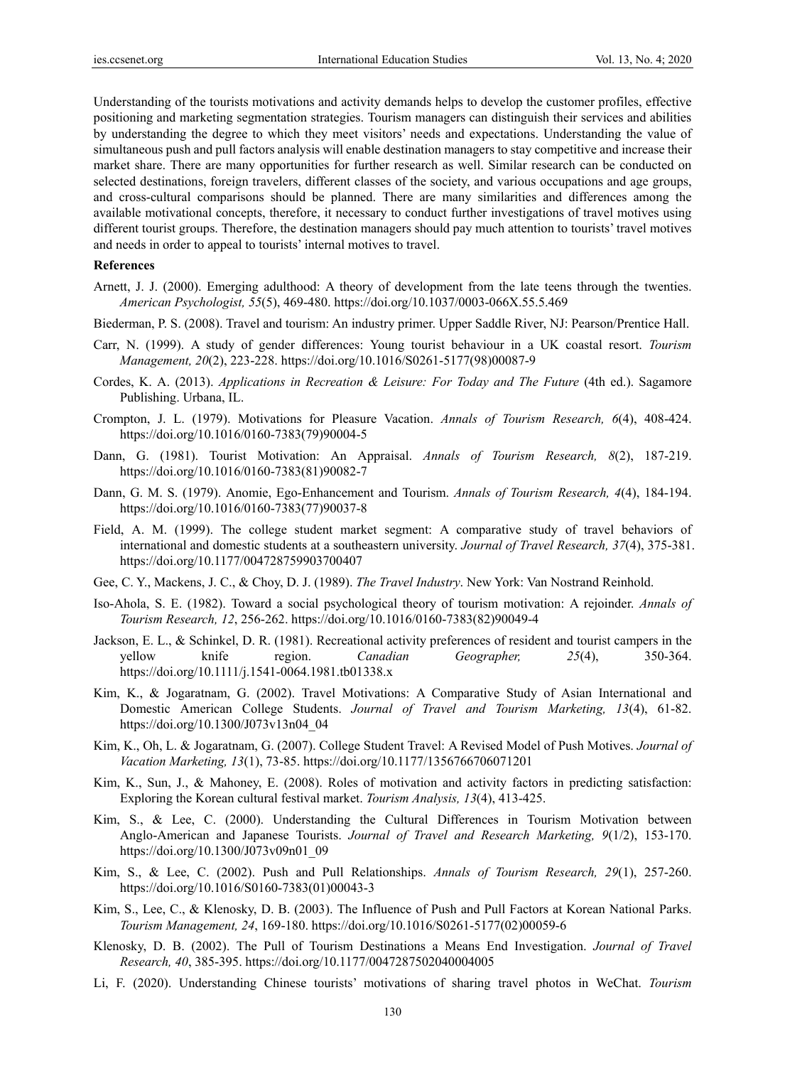Understanding of the tourists motivations and activity demands helps to develop the customer profiles, effective positioning and marketing segmentation strategies. Tourism managers can distinguish their services and abilities by understanding the degree to which they meet visitors' needs and expectations. Understanding the value of simultaneous push and pull factors analysis will enable destination managers to stay competitive and increase their market share. There are many opportunities for further research as well. Similar research can be conducted on selected destinations, foreign travelers, different classes of the society, and various occupations and age groups, and cross-cultural comparisons should be planned. There are many similarities and differences among the available motivational concepts, therefore, it necessary to conduct further investigations of travel motives using different tourist groups. Therefore, the destination managers should pay much attention to tourists' travel motives and needs in order to appeal to tourists' internal motives to travel.

**References**

Arnett, J. J. (2000). Emerging adulthood: A theory of development from the late teens through the twenties. *American Psychologist, 55*(5), 469-480. https://doi.org/10.1037/0003-066X.55.5.469

Biederman, P. S. (2008). Travel and tourism: An industry primer. Upper Saddle River, NJ: Pearson/Prentice Hall.

Carr, N. (1999). A study of gender differences: Young tourist behaviour in a UK coastal resort. *Tourism Management, 20*(2), 223-228. https://doi.org/10.1016/S0261-5177(98)00087-9

Cordes, K. A. (2013). *Applications in Recreation & Leisure: For Today and The Future* (4th ed.). Sagamore Publishing. Urbana, IL.

Crompton, J. L. (1979). Motivations for Pleasure Vacation. *Annals of Tourism Research, 6*(4), 408-424. https://doi.org/10.1016/0160-7383(79)90004-5

Dann, G. (1981). Tourist Motivation: An Appraisal. *Annals of Tourism Research, 8*(2), 187-219. https://doi.org/10.1016/0160-7383(81)90082-7

Dann, G. M. S. (1979). Anomie, Ego-Enhancement and Tourism. *Annals of Tourism Research, 4*(4), 184-194. https://doi.org/10.1016/0160-7383(77)90037-8

Field, A. M. (1999). The college student market segment: A comparative study of travel behaviors of international and domestic students at a southeastern university. *Journal of Travel Research, 37*(4), 375-381. https://doi.org/10.1177/004728759903700407

Gee, C. Y., Mackens, J. C., & Choy, D. J. (1989). *The Travel Industry*. New York: Van Nostrand Reinhold.

Iso-Ahola, S. E. (1982). Toward a social psychological theory of tourism motivation: A rejoinder. *Annals of Tourism Research, 12*, 256-262. https://doi.org/10.1016/0160-7383(82)90049-4

Jackson, E. L., & Schinkel, D. R. (1981). Recreational activity preferences of resident and tourist campers in the yellow knife region. *Canadian Geographer, 25*(4), 350-364. https://doi.org/10.1111/j.1541-0064.1981.tb01338.x

Kim, K., & Jogaratnam, G. (2002). Travel Motivations: A Comparative Study of Asian International and Domestic American College Students. *Journal of Travel and Tourism Marketing, 13*(4), 61-82. https://doi.org/10.1300/J073v13n04_04

Kim, K., Oh, L. & Jogaratnam, G. (2007). College Student Travel: A Revised Model of Push Motives. *Journal of Vacation Marketing, 13*(1), 73-85. https://doi.org/10.1177/1356766706071201

Kim, K., Sun, J., & Mahoney, E. (2008). Roles of motivation and activity factors in predicting satisfaction: Exploring the Korean cultural festival market. *Tourism Analysis, 13*(4), 413-425.

Kim, S., & Lee, C. (2000). Understanding the Cultural Differences in Tourism Motivation between Anglo-American and Japanese Tourists. *Journal of Travel and Research Marketing, 9*(1/2), 153-170. https://doi.org/10.1300/J073v09n01_09

Kim, S., & Lee, C. (2002). Push and Pull Relationships. *Annals of Tourism Research, 29*(1), 257-260. https://doi.org/10.1016/S0160-7383(01)00043-3

Kim, S., Lee, C., & Klenosky, D. B. (2003). The Influence of Push and Pull Factors at Korean National Parks. *Tourism Management, 24*, 169-180. https://doi.org/10.1016/S0261-5177(02)00059-6

Klenosky, D. B. (2002). The Pull of Tourism Destinations a Means End Investigation. *Journal of Travel Research, 40*, 385-395. https://doi.org/10.1177/0047287502040004005

Li, F. (2020). Understanding Chinese tourists' motivations of sharing travel photos in WeChat. *Tourism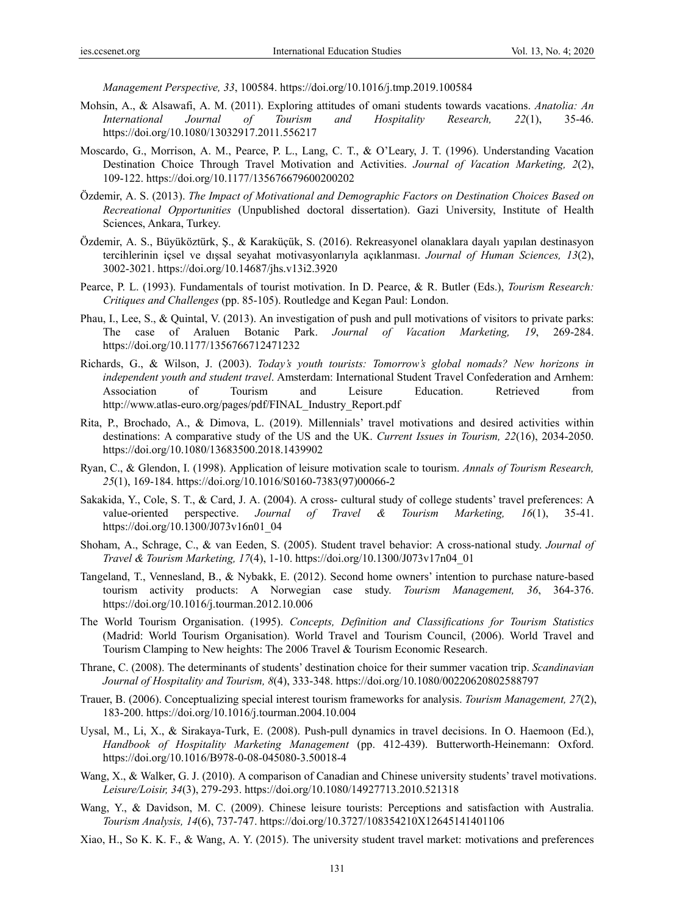*Management Perspective, 33*, 100584. https://doi.org/10.1016/j.tmp.2019.100584

Mohsin, A., & Alsawafi, A. M. (2011). Exploring attitudes of omani students towards vacations. *Anatolia: An International Journal of Tourism and Hospitality Research, 22*(1), 35-46. https://doi.org/10.1080/13032917.2011.556217

Moscardo, G., Morrison, A. M., Pearce, P. L., Lang, C. T., & O'Leary, J. T. (1996). Understanding Vacation Destination Choice Through Travel Motivation and Activities. *Journal of Vacation Marketing, 2*(2), 109-122. https://doi.org/10.1177/135676679600200202

Özdemir, A. S. (2013). *The Impact of Motivational and Demographic Factors on Destination Choices Based on Recreational Opportunities* (Unpublished doctoral dissertation). Gazi University, Institute of Health Sciences, Ankara, Turkey.

Özdemir, A. S., Büyüköztürk, Ş., & Karaküçük, S. (2016). Rekreasyonel olanaklara dayalı yapılan destinasyon tercihlerinin içsel ve dışsal seyahat motivasyonlarıyla açıklanması. *Journal of Human Sciences, 13*(2), 3002-3021. https://doi.org/10.14687/jhs.v13i2.3920

Pearce, P. L. (1993). Fundamentals of tourist motivation. In D. Pearce, & R. Butler (Eds.), *Tourism Research: Critiques and Challenges* (pp. 85-105). Routledge and Kegan Paul: London.

Phau, I., Lee, S., & Quintal, V. (2013). An investigation of push and pull motivations of visitors to private parks: The case of Araluen Botanic Park. *Journal of Vacation Marketing, 19*, 269-284. https://doi.org/10.1177/1356766712471232

Richards, G., & Wilson, J. (2003). *Today's youth tourists: Tomorrow's global nomads? New horizons in independent youth and student travel*. Amsterdam: International Student Travel Confederation and Arnhem: Association of Tourism and Leisure Education. Retrieved from http://www.atlas-euro.org/pages/pdf/FINAL_Industry_Report.pdf

Rita, P., Brochado, A., & Dimova, L. (2019). Millennials' travel motivations and desired activities within destinations: A comparative study of the US and the UK. *Current Issues in Tourism, 22*(16), 2034-2050. https://doi.org/10.1080/13683500.2018.1439902

Ryan, C., & Glendon, I. (1998). Application of leisure motivation scale to tourism. *Annals of Tourism Research, 25*(1), 169-184. https://doi.org/10.1016/S0160-7383(97)00066-2

Sakakida, Y., Cole, S. T., & Card, J. A. (2004). A cross- cultural study of college students' travel preferences: A value-oriented perspective. *Journal of Travel & Tourism Marketing, 16*(1), 35-41. https://doi.org/10.1300/J073v16n01_04

Shoham, A., Schrage, C., & van Eeden, S. (2005). Student travel behavior: A cross-national study. *Journal of Travel & Tourism Marketing, 17*(4), 1-10. https://doi.org/10.1300/J073v17n04_01

Tangeland, T., Vennesland, B., & Nybakk, E. (2012). Second home owners' intention to purchase nature-based tourism activity products: A Norwegian case study. *Tourism Management, 36*, 364-376. https://doi.org/10.1016/j.tourman.2012.10.006

The World Tourism Organisation. (1995). *Concepts, Definition and Classifications for Tourism Statistics* (Madrid: World Tourism Organisation). World Travel and Tourism Council, (2006). World Travel and Tourism Clamping to New heights: The 2006 Travel & Tourism Economic Research.

Thrane, C. (2008). The determinants of students' destination choice for their summer vacation trip. *Scandinavian Journal of Hospitality and Tourism, 8*(4), 333-348. https://doi.org/10.1080/00220620802588797

Trauer, B. (2006). Conceptualizing special interest tourism frameworks for analysis. *Tourism Management, 27*(2), 183-200. https://doi.org/10.1016/j.tourman.2004.10.004

Uysal, M., Li, X., & Sirakaya-Turk, E. (2008). Push-pull dynamics in travel decisions. In O. Haemoon (Ed.), *Handbook of Hospitality Marketing Management* (pp. 412-439). Butterworth-Heinemann: Oxford. https://doi.org/10.1016/B978-0-08-045080-3.50018-4

Wang, X., & Walker, G. J. (2010). A comparison of Canadian and Chinese university students' travel motivations. *Leisure/Loisir, 34*(3), 279-293. https://doi.org/10.1080/14927713.2010.521318

Wang, Y., & Davidson, M. C. (2009). Chinese leisure tourists: Perceptions and satisfaction with Australia. *Tourism Analysis, 14*(6), 737-747. https://doi.org/10.3727/108354210X12645141401106

Xiao, H., So K. K. F., & Wang, A. Y. (2015). The university student travel market: motivations and preferences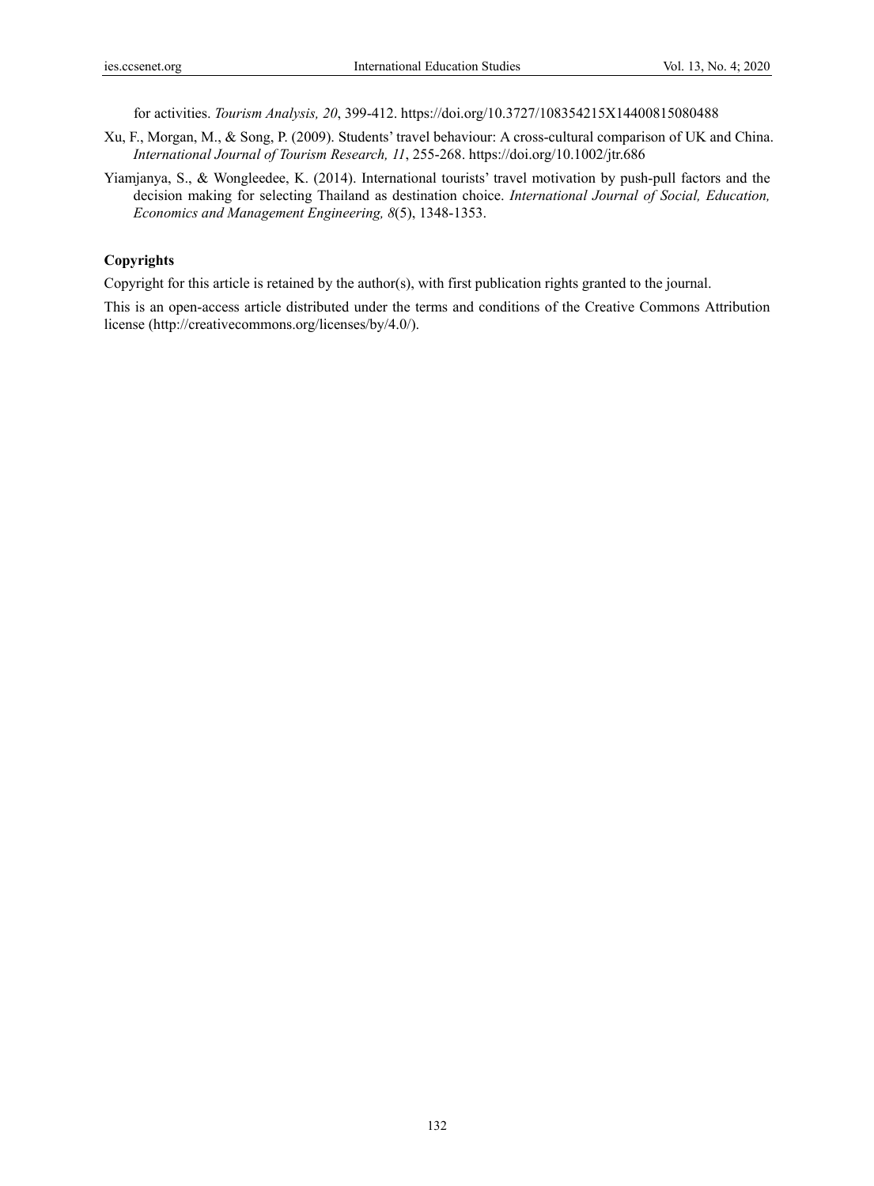for activities. *Tourism Analysis, 20*, 399-412. https://doi.org/10.3727/108354215X14400815080488

Xu, F., Morgan, M., & Song, P. (2009). Students' travel behaviour: A cross-cultural comparison of UK and China. *International Journal of Tourism Research, 11*, 255-268. https://doi.org/10.1002/jtr.686

Yiamjanya, S., & Wongleedee, K. (2014). International tourists' travel motivation by push-pull factors and the decision making for selecting Thailand as destination choice. *International Journal of Social, Education, Economics and Management Engineering, 8*(5), 1348-1353.

**Copyrights**

Copyright for this article is retained by the author(s), with first publication rights granted to the journal.

This is an open-access article distributed under the terms and conditions of the Creative Commons Attribution license (http://creativecommons.org/licenses/by/4.0/).